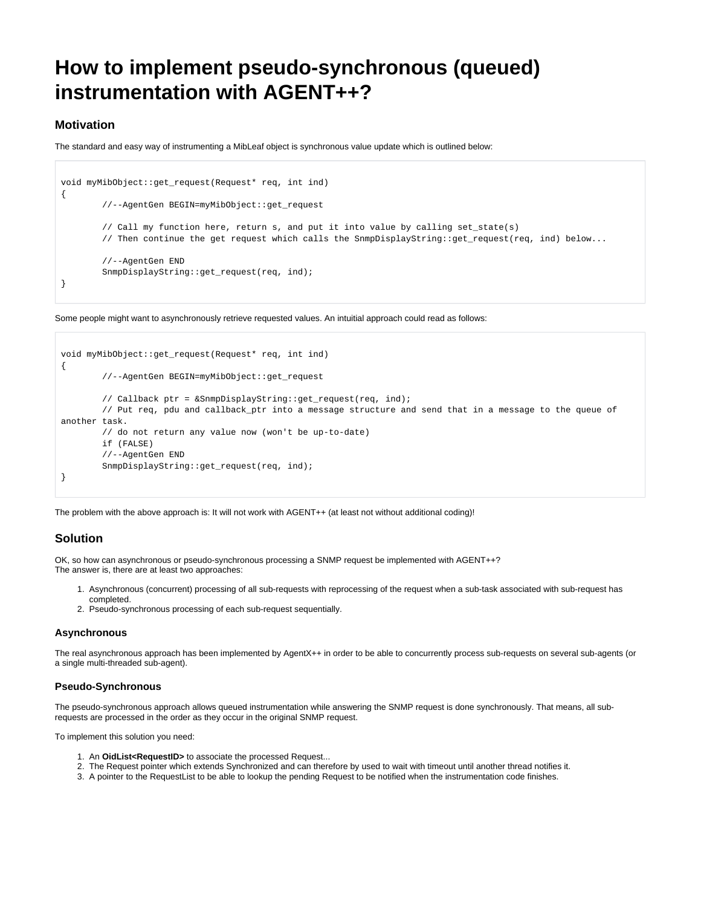# How to implement pseudo-synchronous (queued) instrumentation with AGENT++?

## Motivation

The standard and easy way of instrumenting a MibLeaf object is synchronous value update which is outlined below:

```
void myMibObject::get_request(Request* req, int ind)
{
        //--AgentGen BEGIN=myMibObject::get_request

        // Call my function here, return s, and put it into value by calling set_state(s)
        // Then continue the get request which calls the SnmpDisplayString::get_request(req, ind) below...

        //--AgentGen END
        SnmpDisplayString::get_request(req, ind);
}
```

Some people might want to asynchronously retrieve requested values. An intuitial approach could read as follows:

```
void myMibObject::get_request(Request* req, int ind)
{
        //--AgentGen BEGIN=myMibObject::get_request

        // Callback ptr = &SnmpDisplayString::get_request(req, ind);
        // Put req, pdu and callback_ptr into a message structure and send that in a message to the queue of
another task.
        // do not return any value now (won't be up-to-date)
        if (FALSE)
        //--AgentGen END
        SnmpDisplayString::get_request(req, ind);
}
```

The problem with the above approach is: It will not work with AGENT++ (at least not without additional coding)!

## Solution

OK, so how can asynchronous or pseudo-synchronous processing a SNMP request be implemented with AGENT++?
The answer is, there are at least two approaches:

1. Asynchronous (concurrent) processing of all sub-requests with reprocessing of the request when a sub-task associated with sub-request has completed.
2. Pseudo-synchronous processing of each sub-request sequentially.

### Asynchronous

The real asynchronous approach has been implemented by AgentX++ in order to be able to concurrently process sub-requests on several sub-agents (or a single multi-threaded sub-agent).

### Pseudo-Synchronous

The pseudo-synchronous approach allows queued instrumentation while answering the SNMP request is done synchronously. That means, all sub-requests are processed in the order as they occur in the original SNMP request.

To implement this solution you need:

1. An **OidList<RequestID>** to associate the processed Request...
2. The Request pointer which extends Synchronized and can therefore by used to wait with timeout until another thread notifies it.
3. A pointer to the RequestList to be able to lookup the pending Request to be notified when the instrumentation code finishes.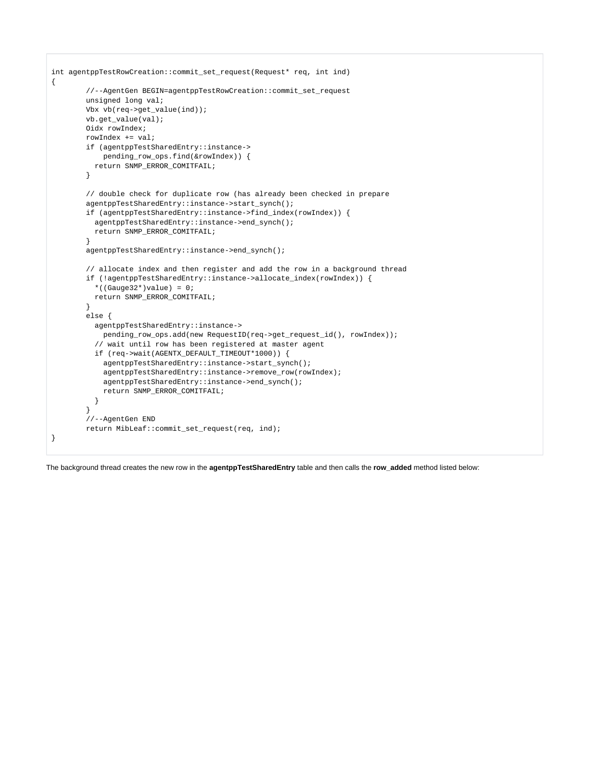```
int agentppTestRowCreation::commit_set_request(Request* req, int ind)
{
	//--AgentGen BEGIN=agentppTestRowCreation::commit_set_request
	unsigned long val;
	Vbx vb(req->get_value(ind));
	vb.get_value(val);
	Oidx rowIndex;
	rowIndex += val;
	if (agentppTestSharedEntry::instance->
	    pending_row_ops.find(&rowIndex)) {
	  return SNMP_ERROR_COMITFAIL;
	}

	// double check for duplicate row (has already been checked in prepare
	agentppTestSharedEntry::instance->start_synch();
	if (agentppTestSharedEntry::instance->find_index(rowIndex)) {
	  agentppTestSharedEntry::instance->end_synch();
	  return SNMP_ERROR_COMITFAIL;
	}
	agentppTestSharedEntry::instance->end_synch();

	// allocate index and then register and add the row in a background thread
	if (!agentppTestSharedEntry::instance->allocate_index(rowIndex)) {
	  *((Gauge32*)value) = 0;
	  return SNMP_ERROR_COMITFAIL;
	}
	else {
	  agentppTestSharedEntry::instance->
	    pending_row_ops.add(new RequestID(req->get_request_id(), rowIndex));
	  // wait until row has been registered at master agent
	  if (req->wait(AGENTX_DEFAULT_TIMEOUT*1000)) {
	    agentppTestSharedEntry::instance->start_synch();
	    agentppTestSharedEntry::instance->remove_row(rowIndex);
	    agentppTestSharedEntry::instance->end_synch();
	    return SNMP_ERROR_COMITFAIL;
	  }
	}
	//--AgentGen END
	return MibLeaf::commit_set_request(req, ind);
}
```

The background thread creates the new row in the **agentppTestSharedEntry** table and then calls the **row_added** method listed below: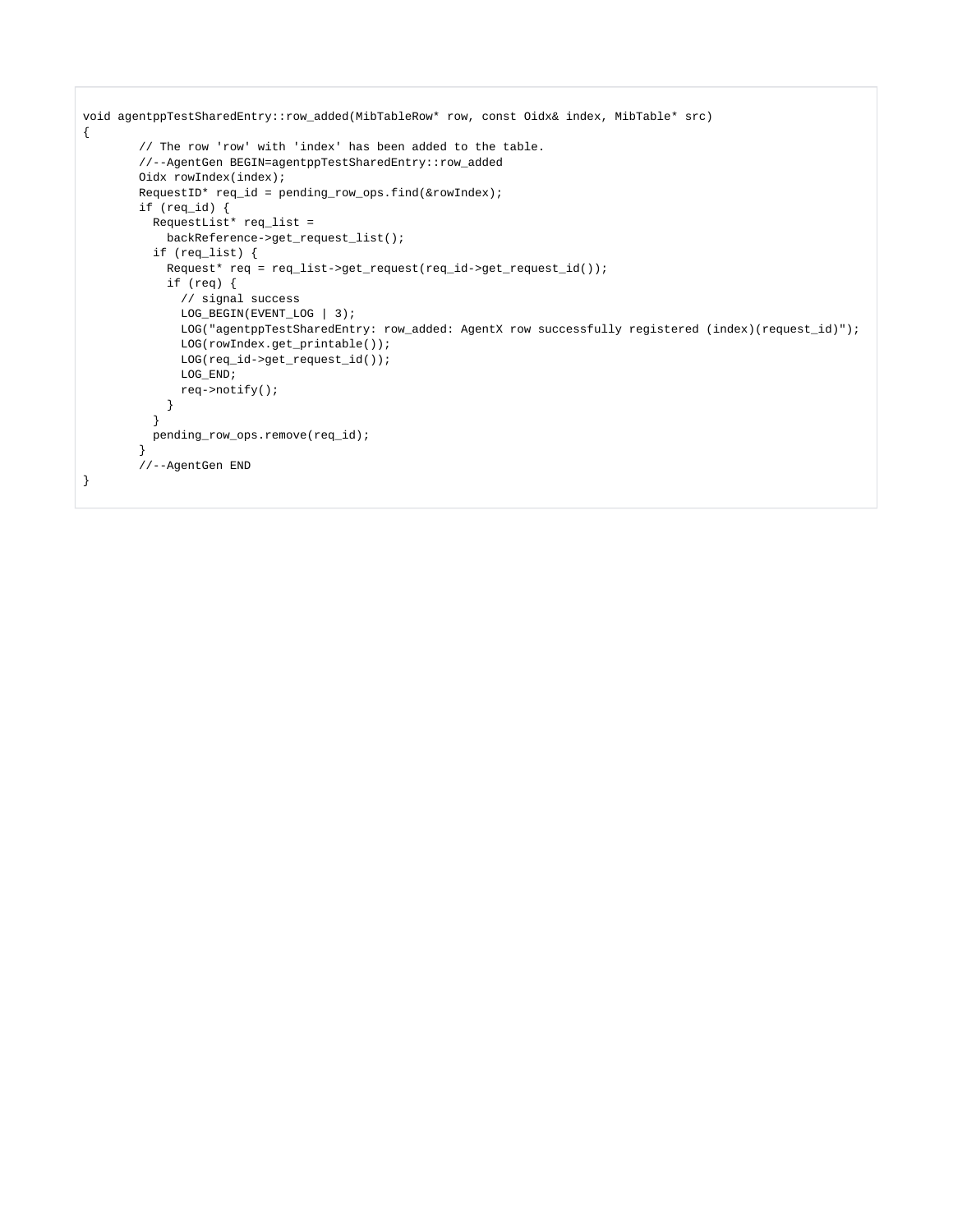```
void agentppTestSharedEntry::row_added(MibTableRow* row, const Oidx& index, MibTable* src)
{
        // The row 'row' with 'index' has been added to the table.
        //--AgentGen BEGIN=agentppTestSharedEntry::row_added
        Oidx rowIndex(index);
        RequestID* req_id = pending_row_ops.find(&rowIndex);
        if (req_id) {
          RequestList* req_list =
            backReference->get_request_list();
          if (req_list) {
            Request* req = req_list->get_request(req_id->get_request_id());
            if (req) {
              // signal success
              LOG_BEGIN(EVENT_LOG | 3);
              LOG("agentppTestSharedEntry: row_added: AgentX row successfully registered (index)(request_id)");
              LOG(rowIndex.get_printable());
              LOG(req_id->get_request_id());
              LOG_END;
              req->notify();
            }
          }
          pending_row_ops.remove(req_id);
        }
        //--AgentGen END
}
```